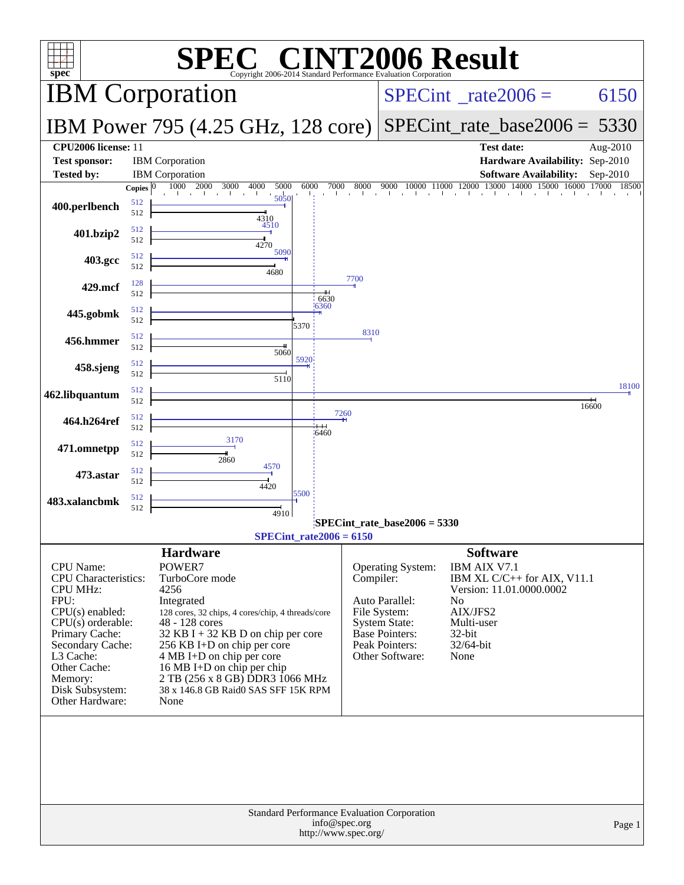# SPEC CINT2006 Result

Copyright 2006-2014 Standard Performance Evaluation Corporation

## IBM Corporation

**SPECint_rate2006 = 6150**

## IBM Power 795 (4.25 GHz, 128 core)

**SPECint_rate_base2006 = 5330**

| | | | |
|---|---|---|---|
| **CPU2006 license:** | 11 | **Test date:** | Aug-2010 |
| **Test sponsor:** | IBM Corporation | **Hardware Availability:** | Sep-2010 |
| **Tested by:** | IBM Corporation | **Software Availability:** | Sep-2010 |

| Benchmark | Copies (peak) | Peak | Copies (base) | Base |
|---|---|---|---|---|
| 400.perlbench | 512 | 5050 | 512 | 4310 |
| 401.bzip2 | 512 | 4510 | 512 | 4270 |
| 403.gcc | 512 | 5090 | 512 | 4680 |
| 429.mcf | 128 | 7700 | 512 | 6630 |
| 445.gobmk | 512 | 6360 | 512 | 5370 |
| 456.hmmer | 512 | 8310 | 512 | 5060 |
| 458.sjeng | 512 | 5920 | 512 | 5110 |
| 462.libquantum | 512 | 18100 | 512 | 16600 |
| 464.h264ref | 512 | 7260 | 512 | 6460 |
| 471.omnetpp | 512 | 3170 | 512 | 2860 |
| 473.astar | 512 | 4570 | 512 | 4420 |
| 483.xalancbmk | 512 | 5500 | 512 | 4910 |

SPECint_rate_base2006 = 5330

SPECint_rate2006 = 6150

### Hardware

| | |
|---|---|
| CPU Name: | POWER7 |
| CPU Characteristics: | TurboCore mode |
| CPU MHz: | 4256 |
| FPU: | Integrated |
| CPU(s) enabled: | 128 cores, 32 chips, 4 cores/chip, 4 threads/core |
| CPU(s) orderable: | 48 - 128 cores |
| Primary Cache: | 32 KB I + 32 KB D on chip per core |
| Secondary Cache: | 256 KB I+D on chip per core |
| L3 Cache: | 4 MB I+D on chip per core |
| Other Cache: | 16 MB I+D on chip per chip |
| Memory: | 2 TB (256 x 8 GB) DDR3 1066 MHz |
| Disk Subsystem: | 38 x 146.8 GB Raid0 SAS SFF 15K RPM |
| Other Hardware: | None |

### Software

| | |
|---|---|
| Operating System: | IBM AIX V7.1 |
| Compiler: | IBM XL C/C++ for AIX, V11.1 Version: 11.01.0000.0002 |
| Auto Parallel: | No |
| File System: | AIX/JFS2 |
| System State: | Multi-user |
| Base Pointers: | 32-bit |
| Peak Pointers: | 32/64-bit |
| Other Software: | None |

Standard Performance Evaluation Corporation
info@spec.org
http://www.spec.org/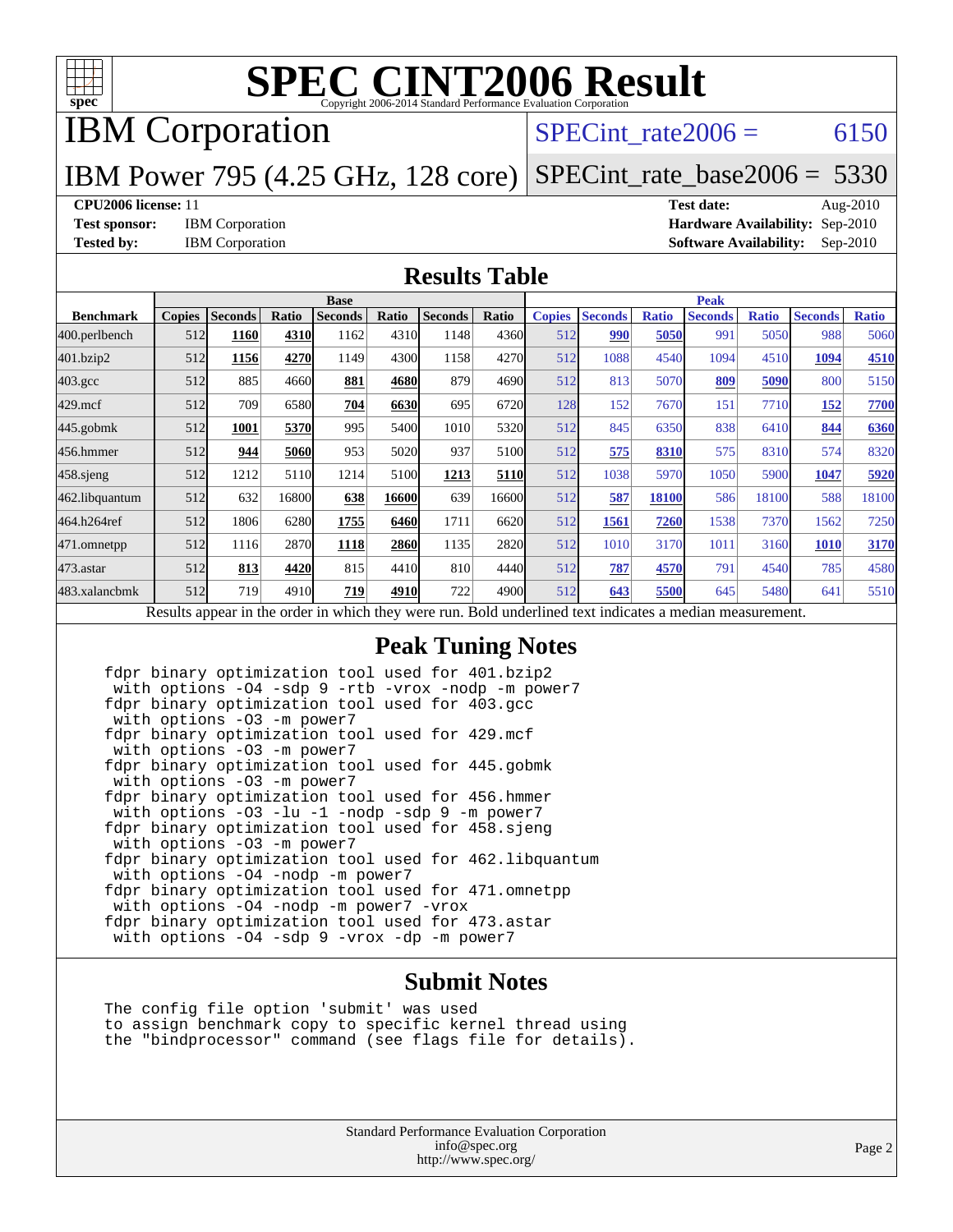# SPEC CINT2006 Result

Copyright 2006-2014 Standard Performance Evaluation Corporation

## IBM Corporation

**IBM Power 795 (4.25 GHz, 128 core)**

SPECint_rate2006 = 6150

SPECint_rate_base2006 = 5330

| | | | |
|---|---|---|---|
| **CPU2006 license:** 11 | | **Test date:** | Aug-2010 |
| **Test sponsor:** | IBM Corporation | **Hardware Availability:** | Sep-2010 |
| **Tested by:** | IBM Corporation | **Software Availability:** | Sep-2010 |

### Results Table

| | Base | | | | | | | Peak | | | | | | |
|---|---|---|---|---|---|---|---|---|---|---|---|---|---|---|
| **Benchmark** | **Copies** | **Seconds** | **Ratio** | **Seconds** | **Ratio** | **Seconds** | **Ratio** | **Copies** | **Seconds** | **Ratio** | **Seconds** | **Ratio** | **Seconds** | **Ratio** |
| 400.perlbench | 512 | **1160** | **4310** | 1162 | 4310 | 1148 | 4360 | 512 | **990** | **5050** | 991 | 5050 | 988 | 5060 |
| 401.bzip2 | 512 | **1156** | **4270** | 1149 | 4300 | 1158 | 4270 | 512 | 1088 | 4540 | 1094 | 4510 | **1094** | **4510** |
| 403.gcc | 512 | 885 | 4660 | **881** | **4680** | 879 | 4690 | 512 | 813 | 5070 | **809** | **5090** | 800 | 5150 |
| 429.mcf | 512 | 709 | 6580 | **704** | **6630** | 695 | 6720 | 128 | 152 | 7670 | 151 | 7710 | **152** | **7700** |
| 445.gobmk | 512 | **1001** | **5370** | 995 | 5400 | 1010 | 5320 | 512 | 845 | 6350 | 838 | 6410 | **844** | **6360** |
| 456.hmmer | 512 | **944** | **5060** | 953 | 5020 | 937 | 5100 | 512 | **575** | **8310** | 575 | 8310 | 574 | 8320 |
| 458.sjeng | 512 | 1212 | 5110 | 1214 | 5100 | **1213** | **5110** | 512 | 1038 | 5970 | 1050 | 5900 | **1047** | **5920** |
| 462.libquantum | 512 | 632 | 16800 | **638** | **16600** | 639 | 16600 | 512 | **587** | **18100** | 586 | 18100 | 588 | 18100 |
| 464.h264ref | 512 | 1806 | 6280 | **1755** | **6460** | 1711 | 6620 | 512 | **1561** | **7260** | 1538 | 7370 | 1562 | 7250 |
| 471.omnetpp | 512 | 1116 | 2870 | **1118** | **2860** | 1135 | 2820 | 512 | 1010 | 3170 | 1011 | 3160 | **1010** | **3170** |
| 473.astar | 512 | **813** | **4420** | 815 | 4410 | 810 | 4440 | 512 | **787** | **4570** | 791 | 4540 | 785 | 4580 |
| 483.xalancbmk | 512 | 719 | 4910 | **719** | **4910** | 722 | 4900 | 512 | **643** | **5500** | 645 | 5480 | 641 | 5510 |

Results appear in the order in which they were run. Bold underlined text indicates a median measurement.

### Peak Tuning Notes

```
fdpr binary optimization tool used for 401.bzip2
 with options -O4 -sdp 9 -rtb -vrox -nodp -m power7
fdpr binary optimization tool used for 403.gcc
 with options -O3 -m power7
fdpr binary optimization tool used for 429.mcf
 with options -O3 -m power7
fdpr binary optimization tool used for 445.gobmk
 with options -O3 -m power7
fdpr binary optimization tool used for 456.hmmer
 with options -O3 -lu -1 -nodp -sdp 9 -m power7
fdpr binary optimization tool used for 458.sjeng
 with options -O3 -m power7
fdpr binary optimization tool used for 462.libquantum
 with options -O4 -nodp -m power7
fdpr binary optimization tool used for 471.omnetpp
 with options -O4 -nodp -m power7 -vrox
fdpr binary optimization tool used for 473.astar
 with options -O4 -sdp 9 -vrox -dp -m power7
```

### Submit Notes

```
The config file option 'submit' was used
to assign benchmark copy to specific kernel thread using
the "bindprocessor" command (see flags file for details).
```

Standard Performance Evaluation Corporation
info@spec.org
http://www.spec.org/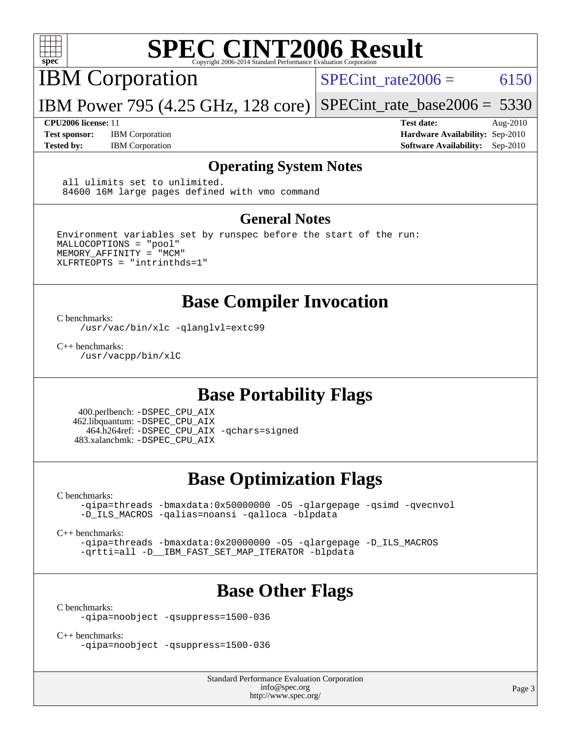# SPEC CINT2006 Result

Copyright 2006-2014 Standard Performance Evaluation Corporation

## IBM Corporation

IBM Power 795 (4.25 GHz, 128 core)

SPECint_rate2006 = 6150

SPECint_rate_base2006 = 5330

| | | | |
|---|---|---|---|
| **CPU2006 license:** 11 | | **Test date:** | Aug-2010 |
| **Test sponsor:** | IBM Corporation | **Hardware Availability:** | Sep-2010 |
| **Tested by:** | IBM Corporation | **Software Availability:** | Sep-2010 |

### Operating System Notes

```
all ulimits set to unlimited.
84600 16M large pages defined with vmo command
```

### General Notes

```
Environment variables set by runspec before the start of the run:
MALLOCOPTIONS = "pool"
MEMORY_AFFINITY = "MCM"
XLFRTEOPTS = "intrinthds=1"
```

## Base Compiler Invocation

C benchmarks:

```
/usr/vac/bin/xlc -qlanglvl=extc99
```

C++ benchmarks:

```
/usr/vacpp/bin/xlC
```

## Base Portability Flags

400.perlbench: -DSPEC_CPU_AIX
462.libquantum: -DSPEC_CPU_AIX
464.h264ref: -DSPEC_CPU_AIX -qchars=signed
483.xalancbmk: -DSPEC_CPU_AIX

## Base Optimization Flags

C benchmarks:

```
-qipa=threads -bmaxdata:0x50000000 -O5 -qlargepage -qsimd -qvecnvol
-D_ILS_MACROS -qalias=noansi -qalloca -blpdata
```

C++ benchmarks:

```
-qipa=threads -bmaxdata:0x20000000 -O5 -qlargepage -D_ILS_MACROS
-qrtti=all -D__IBM_FAST_SET_MAP_ITERATOR -blpdata
```

## Base Other Flags

C benchmarks:

```
-qipa=noobject -qsuppress=1500-036
```

C++ benchmarks:

```
-qipa=noobject -qsuppress=1500-036
```

Standard Performance Evaluation Corporation
info@spec.org
http://www.spec.org/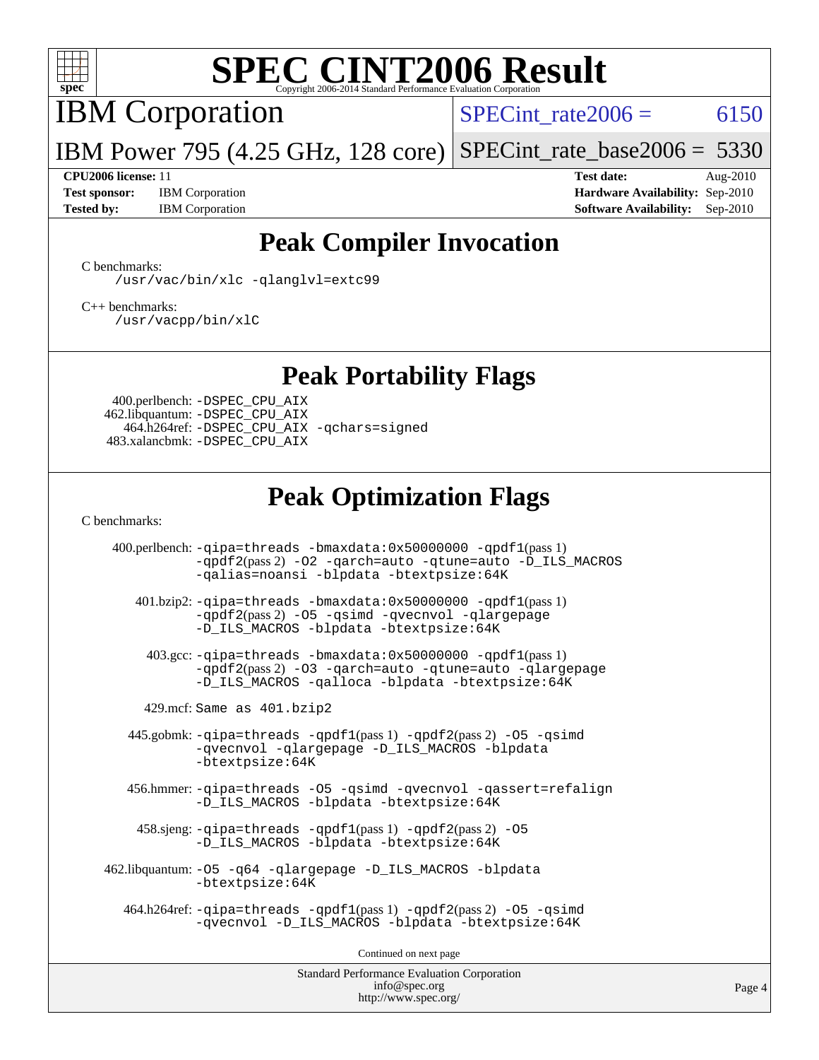# SPEC CINT2006 Result

Copyright 2006-2014 Standard Performance Evaluation Corporation

**IBM Corporation**

**IBM Power 795 (4.25 GHz, 128 core)**

SPECint_rate2006 = 6150

SPECint_rate_base2006 = 5330

| | | | |
|---|---|---|---|
| **CPU2006 license:** | 11 | **Test date:** | Aug-2010 |
| **Test sponsor:** | IBM Corporation | **Hardware Availability:** | Sep-2010 |
| **Tested by:** | IBM Corporation | **Software Availability:** | Sep-2010 |

## Peak Compiler Invocation

C benchmarks:
```
/usr/vac/bin/xlc -qlanglvl=extc99
```

C++ benchmarks:
```
/usr/vacpp/bin/xlC
```

## Peak Portability Flags

400.perlbench: `-DSPEC_CPU_AIX`
462.libquantum: `-DSPEC_CPU_AIX`
464.h264ref: `-DSPEC_CPU_AIX -qchars=signed`
483.xalancbmk: `-DSPEC_CPU_AIX`

## Peak Optimization Flags

C benchmarks:

400.perlbench: `-qipa=threads -bmaxdata:0x50000000 -qpdf1`(pass 1) `-qpdf2`(pass 2) `-O2 -qarch=auto -qtune=auto -D_ILS_MACROS -qalias=noansi -blpdata -btextpsize:64K`

401.bzip2: `-qipa=threads -bmaxdata:0x50000000 -qpdf1`(pass 1) `-qpdf2`(pass 2) `-O5 -qsimd -qvecnvol -qlargepage -D_ILS_MACROS -blpdata -btextpsize:64K`

403.gcc: `-qipa=threads -bmaxdata:0x50000000 -qpdf1`(pass 1) `-qpdf2`(pass 2) `-O3 -qarch=auto -qtune=auto -qlargepage -D_ILS_MACROS -qalloca -blpdata -btextpsize:64K`

429.mcf: Same as 401.bzip2

445.gobmk: `-qipa=threads -qpdf1`(pass 1) `-qpdf2`(pass 2) `-O5 -qsimd -qvecnvol -qlargepage -D_ILS_MACROS -blpdata -btextpsize:64K`

456.hmmer: `-qipa=threads -O5 -qsimd -qvecnvol -qassert=refalign -D_ILS_MACROS -blpdata -btextpsize:64K`

458.sjeng: `-qipa=threads -qpdf1`(pass 1) `-qpdf2`(pass 2) `-O5 -D_ILS_MACROS -blpdata -btextpsize:64K`

462.libquantum: `-O5 -q64 -qlargepage -D_ILS_MACROS -blpdata -btextpsize:64K`

464.h264ref: `-qipa=threads -qpdf1`(pass 1) `-qpdf2`(pass 2) `-O5 -qsimd -qvecnvol -D_ILS_MACROS -blpdata -btextpsize:64K`

Continued on next page

Standard Performance Evaluation Corporation
info@spec.org
http://www.spec.org/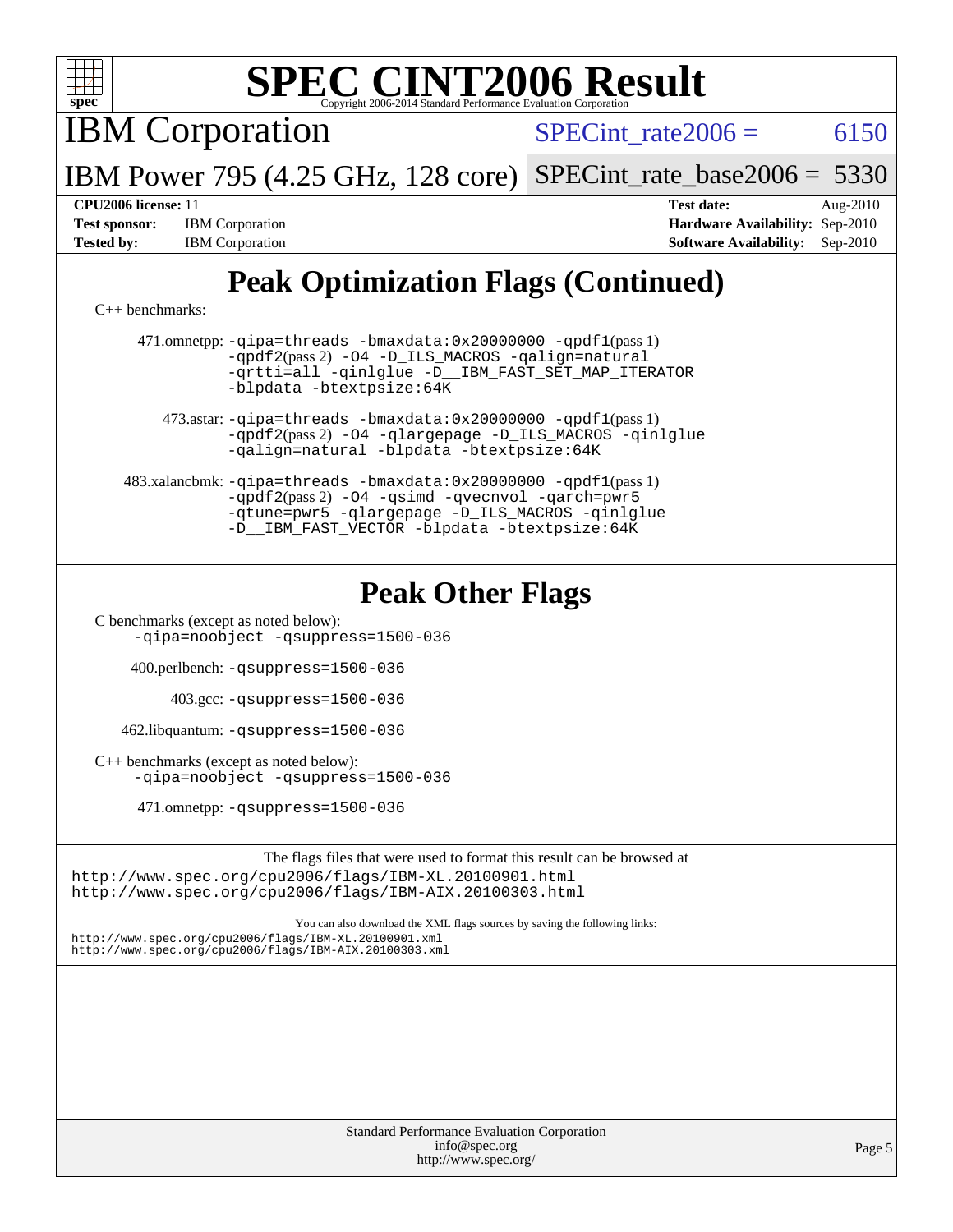# Peak Optimization Flags (Continued)

C++ benchmarks:

471.omnetpp: -qipa=threads -bmaxdata:0x20000000 -qpdf1(pass 1) -qpdf2(pass 2) -O4 -D_ILS_MACROS -qalign=natural -qrtti=all -qinlglue -D__IBM_FAST_SET_MAP_ITERATOR -blpdata -btextpsize:64K

473.astar: -qipa=threads -bmaxdata:0x20000000 -qpdf1(pass 1) -qpdf2(pass 2) -O4 -qlargepage -D_ILS_MACROS -qinlglue -qalign=natural -blpdata -btextpsize:64K

483.xalancbmk: -qipa=threads -bmaxdata:0x20000000 -qpdf1(pass 1) -qpdf2(pass 2) -O4 -qsimd -qvecnvol -qarch=pwr5 -qtune=pwr5 -qlargepage -D_ILS_MACROS -qinlglue -D__IBM_FAST_VECTOR -blpdata -btextpsize:64K

# Peak Other Flags

C benchmarks (except as noted below):
-qipa=noobject -qsuppress=1500-036

400.perlbench: -qsuppress=1500-036

403.gcc: -qsuppress=1500-036

462.libquantum: -qsuppress=1500-036

C++ benchmarks (except as noted below):
-qipa=noobject -qsuppress=1500-036

471.omnetpp: -qsuppress=1500-036

The flags files that were used to format this result can be browsed at
http://www.spec.org/cpu2006/flags/IBM-XL.20100901.html
http://www.spec.org/cpu2006/flags/IBM-AIX.20100303.html

You can also download the XML flags sources by saving the following links:
http://www.spec.org/cpu2006/flags/IBM-XL.20100901.xml
http://www.spec.org/cpu2006/flags/IBM-AIX.20100303.xml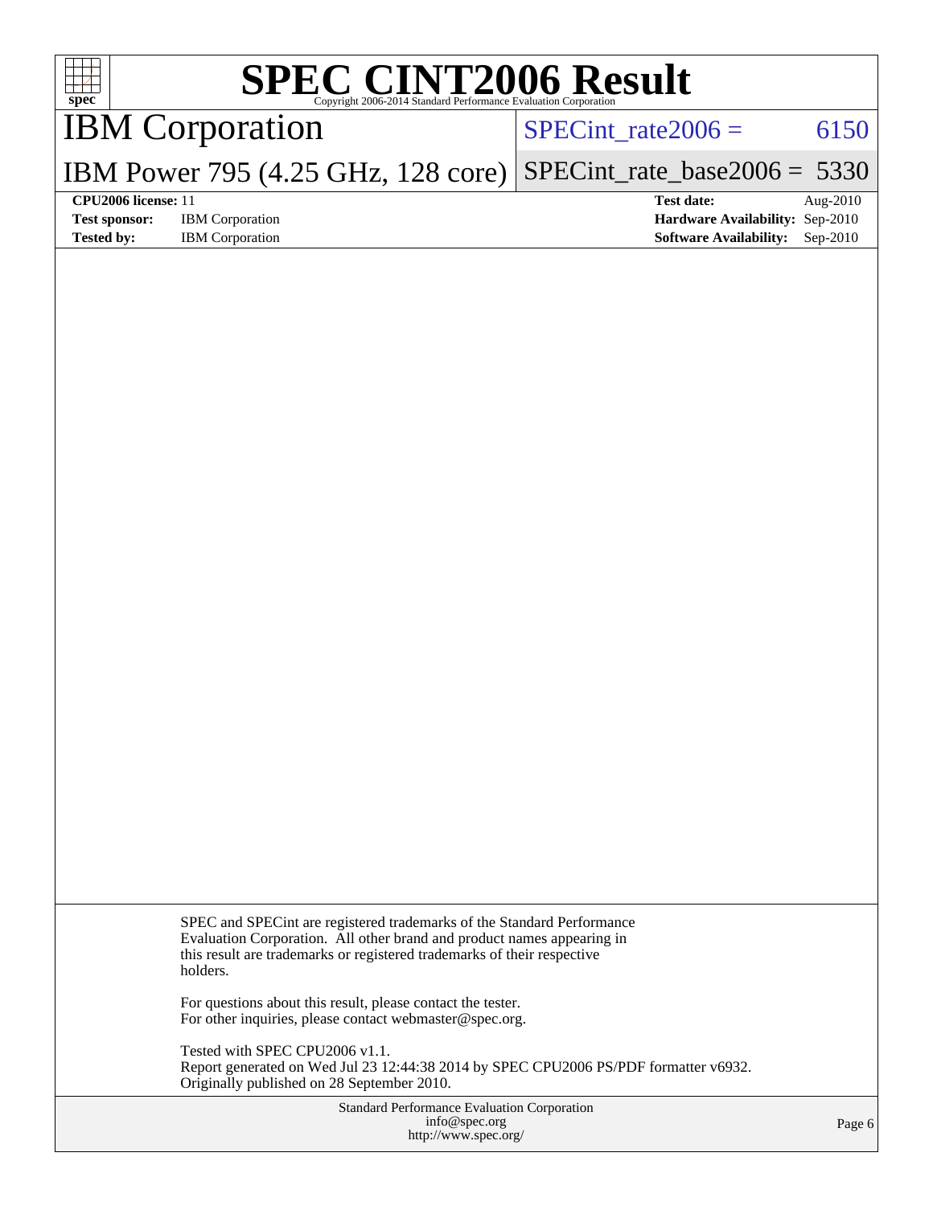SPEC and SPECint are registered trademarks of the Standard Performance Evaluation Corporation. All other brand and product names appearing in this result are trademarks or registered trademarks of their respective holders.

For questions about this result, please contact the tester.
For other inquiries, please contact webmaster@spec.org.

Tested with SPEC CPU2006 v1.1.
Report generated on Wed Jul 23 12:44:38 2014 by SPEC CPU2006 PS/PDF formatter v6932.
Originally published on 28 September 2010.